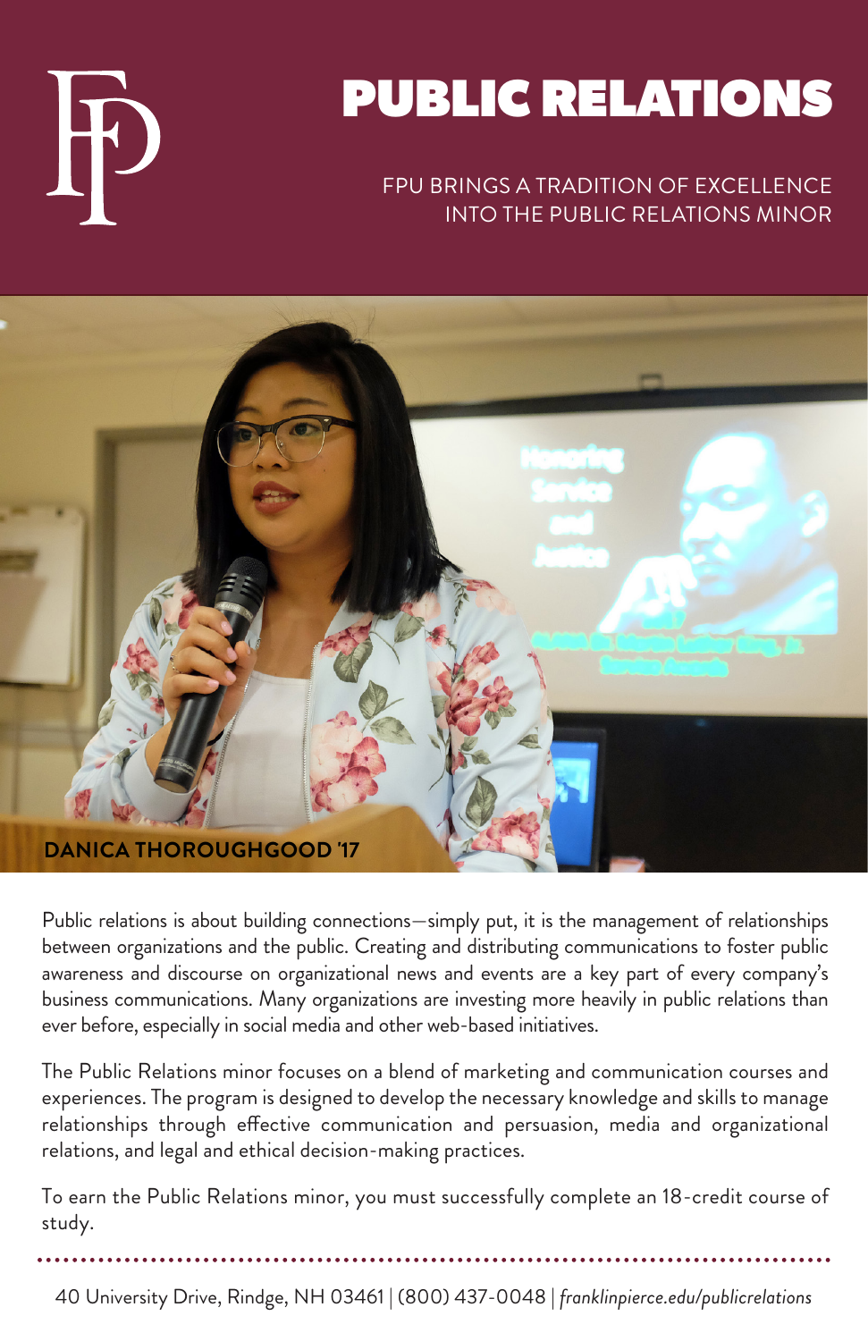# PUBLIC RELATIONS

FPU BRINGS A TRADITION OF EXCELLENCE INTO THE PUBLIC RELATIONS MINOR

**DANICA THOROUGHGOOD '17**

Public relations is about building connections—simply put, it is the management of relationships between organizations and the public. Creating and distributing communications to foster public awareness and discourse on organizational news and events are a key part of every company's business communications. Many organizations are investing more heavily in public relations than ever before, especially in social media and other web-based initiatives.

The Public Relations minor focuses on a blend of marketing and communication courses and experiences. The program is designed to develop the necessary knowledge and skills to manage relationships through effective communication and persuasion, media and organizational relations, and legal and ethical decision-making practices.

To earn the Public Relations minor, you must successfully complete an 18-credit course of study.

40 University Drive, Rindge, NH 03461 | (800) 437-0048 | *franklinpierce.edu/publicrelations*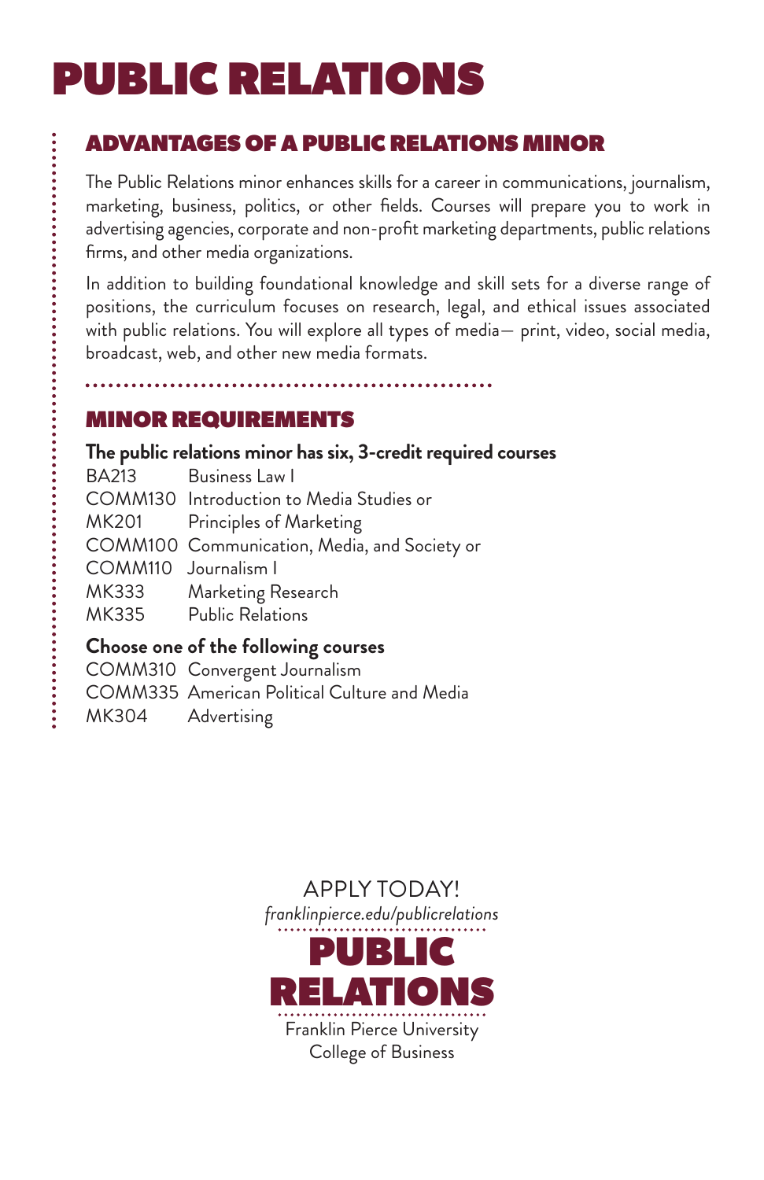# PUBLIC RELATIONS

## ADVANTAGES OF A PUBLIC RELATIONS MINOR

The Public Relations minor enhances skills for a career in communications, journalism, marketing, business, politics, or other fields. Courses will prepare you to work in advertising agencies, corporate and non-profit marketing departments, public relations firms, and other media organizations.

In addition to building foundational knowledge and skill sets for a diverse range of positions, the curriculum focuses on research, legal, and ethical issues associated with public relations. You will explore all types of media— print, video, social media, broadcast, web, and other new media formats.

## MINOR REQUIREMENTS

**The public relations minor has six, 3-credit required courses**

| | |
|---|---|
| BA213 | Business Law I |
| COMM130 | Introduction to Media Studies or |
| MK201 | Principles of Marketing |
| COMM100 | Communication, Media, and Society or |
| COMM110 | Journalism I |
| MK333 | Marketing Research |
| MK335 | Public Relations |

**Choose one of the following courses**

| | |
|---|---|
| COMM310 | Convergent Journalism |
| COMM335 | American Political Culture and Media |
| MK304 | Advertising |

APPLY TODAY!

*franklinpierce.edu/publicrelations*

**PUBLIC RELATIONS**

Franklin Pierce University
College of Business